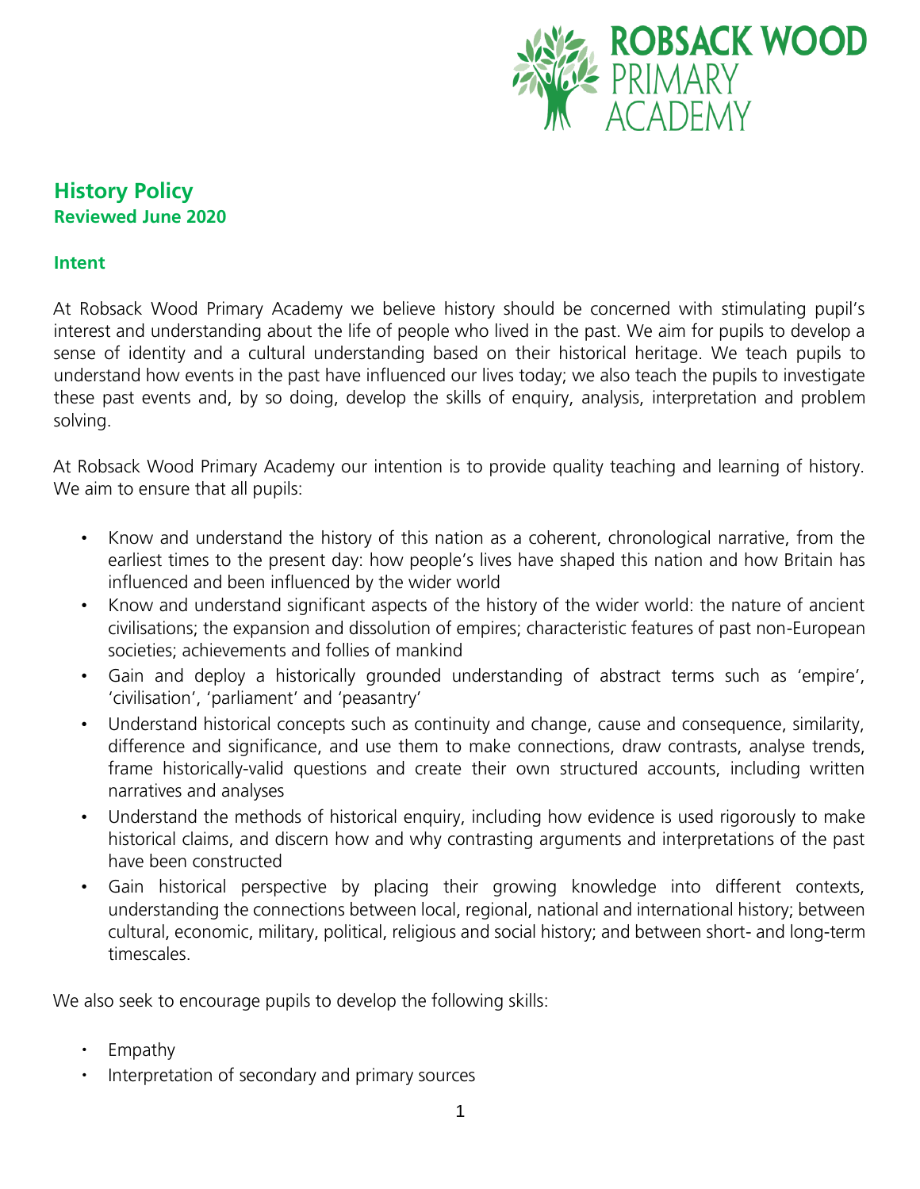# History Policy

**Reviewed June 2020**

## Intent

At Robsack Wood Primary Academy we believe history should be concerned with stimulating pupil's interest and understanding about the life of people who lived in the past. We aim for pupils to develop a sense of identity and a cultural understanding based on their historical heritage. We teach pupils to understand how events in the past have influenced our lives today; we also teach the pupils to investigate these past events and, by so doing, develop the skills of enquiry, analysis, interpretation and problem solving.

At Robsack Wood Primary Academy our intention is to provide quality teaching and learning of history. We aim to ensure that all pupils:

- Know and understand the history of this nation as a coherent, chronological narrative, from the earliest times to the present day: how people's lives have shaped this nation and how Britain has influenced and been influenced by the wider world
- Know and understand significant aspects of the history of the wider world: the nature of ancient civilisations; the expansion and dissolution of empires; characteristic features of past non-European societies; achievements and follies of mankind
- Gain and deploy a historically grounded understanding of abstract terms such as 'empire', 'civilisation', 'parliament' and 'peasantry'
- Understand historical concepts such as continuity and change, cause and consequence, similarity, difference and significance, and use them to make connections, draw contrasts, analyse trends, frame historically-valid questions and create their own structured accounts, including written narratives and analyses
- Understand the methods of historical enquiry, including how evidence is used rigorously to make historical claims, and discern how and why contrasting arguments and interpretations of the past have been constructed
- Gain historical perspective by placing their growing knowledge into different contexts, understanding the connections between local, regional, national and international history; between cultural, economic, military, political, religious and social history; and between short- and long-term timescales.

We also seek to encourage pupils to develop the following skills:

- Empathy
- Interpretation of secondary and primary sources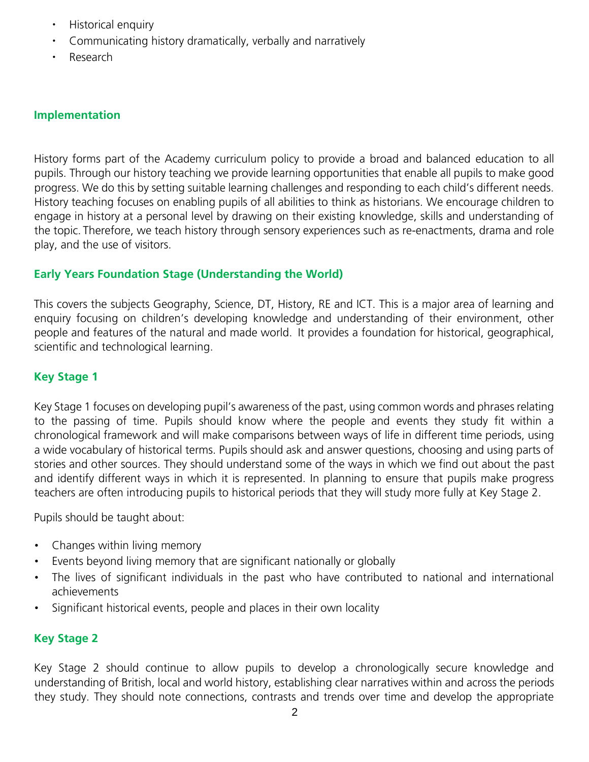- Historical enquiry
- Communicating history dramatically, verbally and narratively
- Research

## Implementation

History forms part of the Academy curriculum policy to provide a broad and balanced education to all pupils. Through our history teaching we provide learning opportunities that enable all pupils to make good progress. We do this by setting suitable learning challenges and responding to each child's different needs. History teaching focuses on enabling pupils of all abilities to think as historians. We encourage children to engage in history at a personal level by drawing on their existing knowledge, skills and understanding of the topic. Therefore, we teach history through sensory experiences such as re-enactments, drama and role play, and the use of visitors.

## Early Years Foundation Stage (Understanding the World)

This covers the subjects Geography, Science, DT, History, RE and ICT. This is a major area of learning and enquiry focusing on children's developing knowledge and understanding of their environment, other people and features of the natural and made world. It provides a foundation for historical, geographical, scientific and technological learning.

## Key Stage 1

Key Stage 1 focuses on developing pupil's awareness of the past, using common words and phrases relating to the passing of time. Pupils should know where the people and events they study fit within a chronological framework and will make comparisons between ways of life in different time periods, using a wide vocabulary of historical terms. Pupils should ask and answer questions, choosing and using parts of stories and other sources. They should understand some of the ways in which we find out about the past and identify different ways in which it is represented. In planning to ensure that pupils make progress teachers are often introducing pupils to historical periods that they will study more fully at Key Stage 2.

Pupils should be taught about:

- Changes within living memory
- Events beyond living memory that are significant nationally or globally
- The lives of significant individuals in the past who have contributed to national and international achievements
- Significant historical events, people and places in their own locality

## Key Stage 2

Key Stage 2 should continue to allow pupils to develop a chronologically secure knowledge and understanding of British, local and world history, establishing clear narratives within and across the periods they study. They should note connections, contrasts and trends over time and develop the appropriate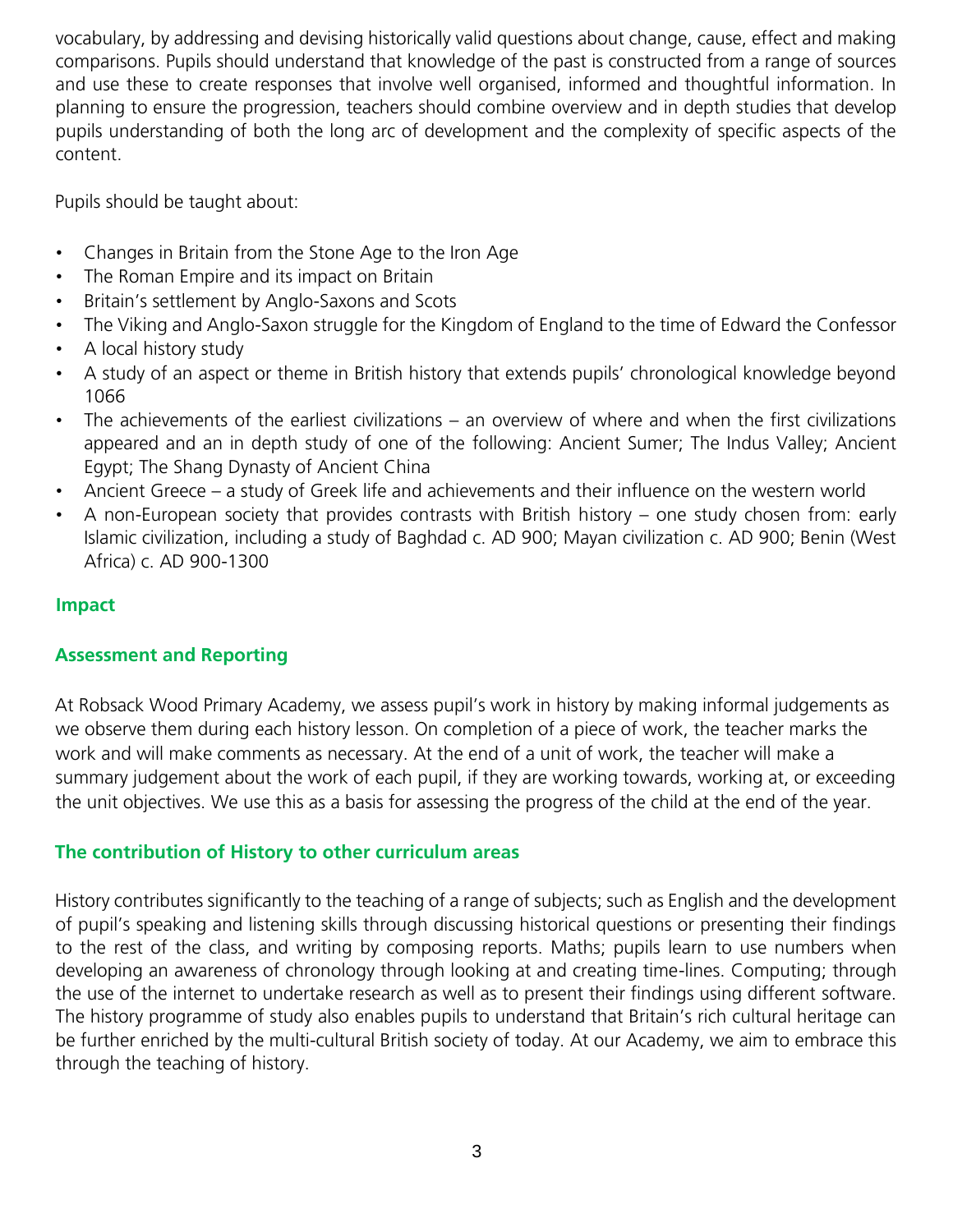vocabulary, by addressing and devising historically valid questions about change, cause, effect and making comparisons. Pupils should understand that knowledge of the past is constructed from a range of sources and use these to create responses that involve well organised, informed and thoughtful information. In planning to ensure the progression, teachers should combine overview and in depth studies that develop pupils understanding of both the long arc of development and the complexity of specific aspects of the content.

Pupils should be taught about:

- Changes in Britain from the Stone Age to the Iron Age
- The Roman Empire and its impact on Britain
- Britain's settlement by Anglo-Saxons and Scots
- The Viking and Anglo-Saxon struggle for the Kingdom of England to the time of Edward the Confessor
- A local history study
- A study of an aspect or theme in British history that extends pupils' chronological knowledge beyond 1066
- The achievements of the earliest civilizations – an overview of where and when the first civilizations appeared and an in depth study of one of the following: Ancient Sumer; The Indus Valley; Ancient Egypt; The Shang Dynasty of Ancient China
- Ancient Greece – a study of Greek life and achievements and their influence on the western world
- A non-European society that provides contrasts with British history – one study chosen from: early Islamic civilization, including a study of Baghdad c. AD 900; Mayan civilization c. AD 900; Benin (West Africa) c. AD 900-1300

## Impact

### Assessment and Reporting

At Robsack Wood Primary Academy, we assess pupil's work in history by making informal judgements as we observe them during each history lesson. On completion of a piece of work, the teacher marks the work and will make comments as necessary. At the end of a unit of work, the teacher will make a summary judgement about the work of each pupil, if they are working towards, working at, or exceeding the unit objectives. We use this as a basis for assessing the progress of the child at the end of the year.

### The contribution of History to other curriculum areas

History contributes significantly to the teaching of a range of subjects; such as English and the development of pupil's speaking and listening skills through discussing historical questions or presenting their findings to the rest of the class, and writing by composing reports. Maths; pupils learn to use numbers when developing an awareness of chronology through looking at and creating time-lines. Computing; through the use of the internet to undertake research as well as to present their findings using different software. The history programme of study also enables pupils to understand that Britain's rich cultural heritage can be further enriched by the multi-cultural British society of today. At our Academy, we aim to embrace this through the teaching of history.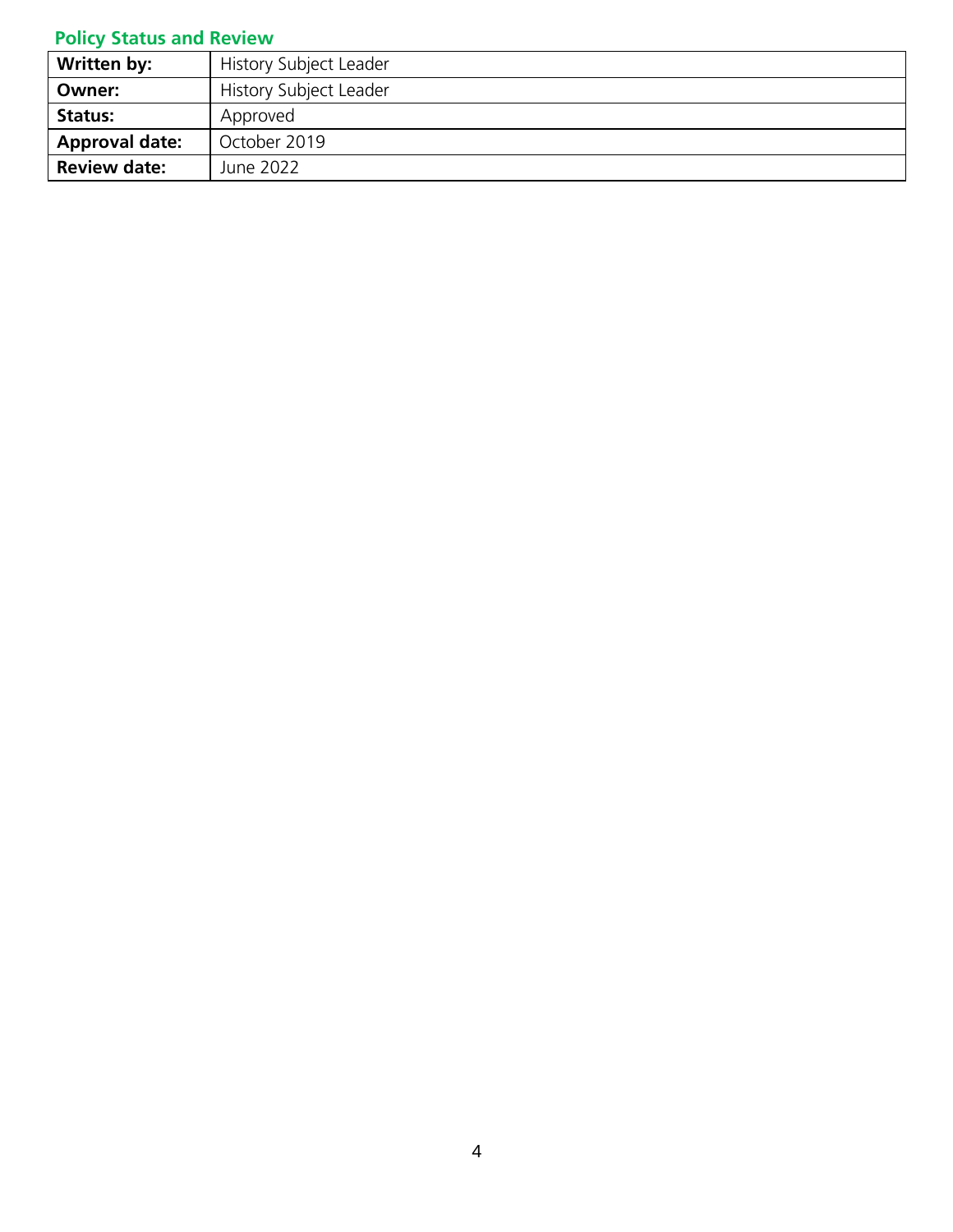## Policy Status and Review

| | |
|---|---|
| **Written by:** | History Subject Leader |
| **Owner:** | History Subject Leader |
| **Status:** | Approved |
| **Approval date:** | October 2019 |
| **Review date:** | June 2022 |